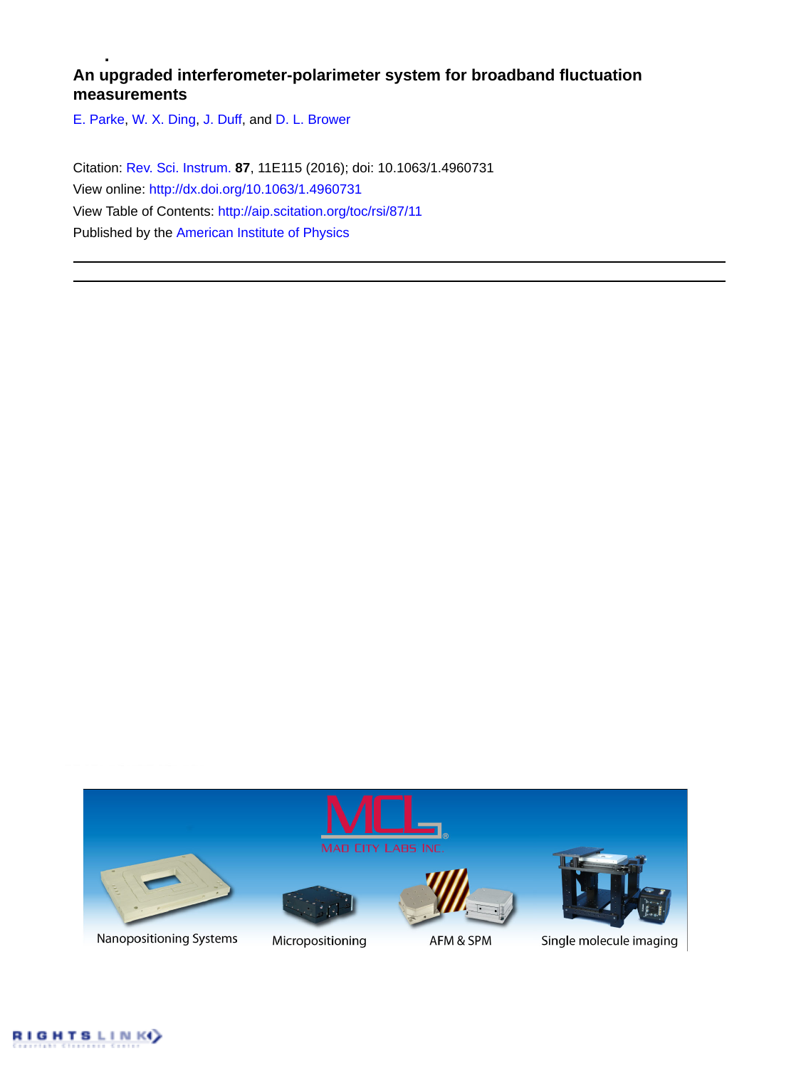# An upgraded interferometer-polarimeter system for broadband fluctuation measurements

E. Parke, W. X. Ding, J. Duff, and D. L. Brower

Citation: Rev. Sci. Instrum. **87**, 11E115 (2016); doi: 10.1063/1.4960731

View online: http://dx.doi.org/10.1063/1.4960731

View Table of Contents: http://aip.scitation.org/toc/rsi/87/11

Published by the American Institute of Physics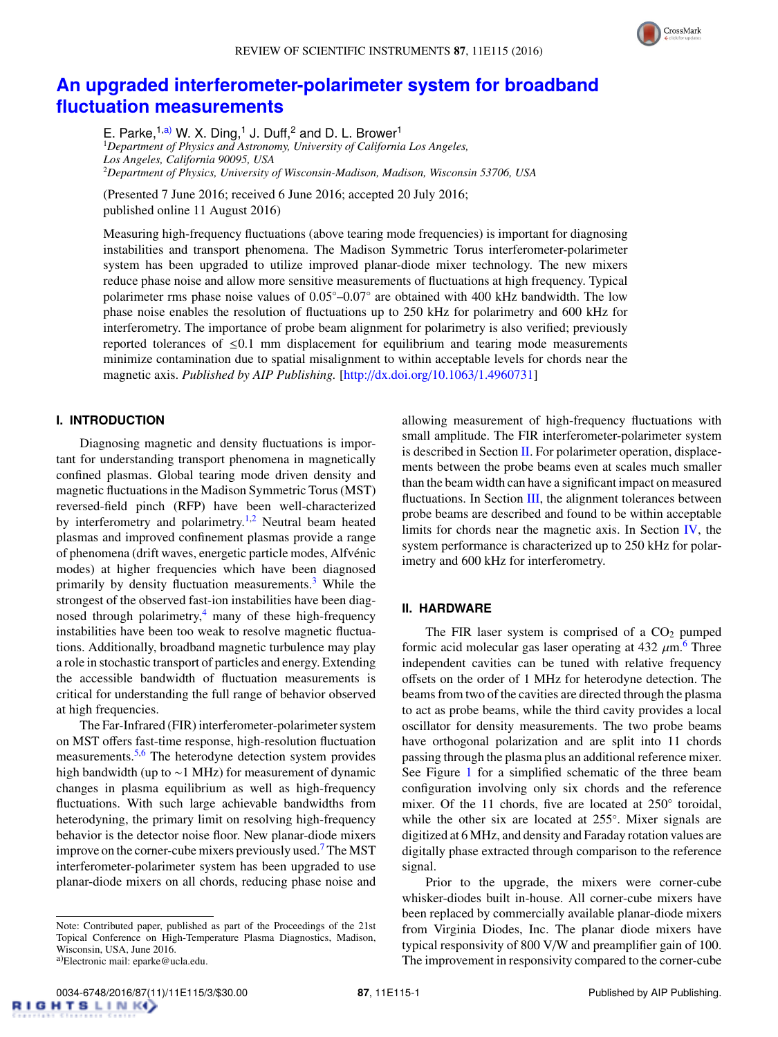# An upgraded interferometer-polarimeter system for broadband fluctuation measurements

E. Parke,[1,a)] W. X. Ding,[1] J. Duff,[2] and D. L. Brower[1]

[1]*Department of Physics and Astronomy, University of California Los Angeles, Los Angeles, California 90095, USA*
[2]*Department of Physics, University of Wisconsin-Madison, Madison, Wisconsin 53706, USA*

(Presented 7 June 2016; received 6 June 2016; accepted 20 July 2016; published online 11 August 2016)

Measuring high-frequency fluctuations (above tearing mode frequencies) is important for diagnosing instabilities and transport phenomena. The Madison Symmetric Torus interferometer-polarimeter system has been upgraded to utilize improved planar-diode mixer technology. The new mixers reduce phase noise and allow more sensitive measurements of fluctuations at high frequency. Typical polarimeter rms phase noise values of 0.05°–0.07° are obtained with 400 kHz bandwidth. The low phase noise enables the resolution of fluctuations up to 250 kHz for polarimetry and 600 kHz for interferometry. The importance of probe beam alignment for polarimetry is also verified; previously reported tolerances of ≤0.1 mm displacement for equilibrium and tearing mode measurements minimize contamination due to spatial misalignment to within acceptable levels for chords near the magnetic axis. *Published by AIP Publishing.* [http://dx.doi.org/10.1063/1.4960731]

## I. INTRODUCTION

Diagnosing magnetic and density fluctuations is important for understanding transport phenomena in magnetically confined plasmas. Global tearing mode driven density and magnetic fluctuations in the Madison Symmetric Torus (MST) reversed-field pinch (RFP) have been well-characterized by interferometry and polarimetry.[1,2] Neutral beam heated plasmas and improved confinement plasmas provide a range of phenomena (drift waves, energetic particle modes, Alfvénic modes) at higher frequencies which have been diagnosed primarily by density fluctuation measurements.[3] While the strongest of the observed fast-ion instabilities have been diagnosed through polarimetry,[4] many of these high-frequency instabilities have been too weak to resolve magnetic fluctuations. Additionally, broadband magnetic turbulence may play a role in stochastic transport of particles and energy. Extending the accessible bandwidth of fluctuation measurements is critical for understanding the full range of behavior observed at high frequencies.

The Far-Infrared (FIR) interferometer-polarimeter system on MST offers fast-time response, high-resolution fluctuation measurements.[5,6] The heterodyne detection system provides high bandwidth (up to ∼1 MHz) for measurement of dynamic changes in plasma equilibrium as well as high-frequency fluctuations. With such large achievable bandwidths from heterodyning, the primary limit on resolving high-frequency behavior is the detector noise floor. New planar-diode mixers improve on the corner-cube mixers previously used.[7] The MST interferometer-polarimeter system has been upgraded to use planar-diode mixers on all chords, reducing phase noise and allowing measurement of high-frequency fluctuations with small amplitude. The FIR interferometer-polarimeter system is described in Section II. For polarimeter operation, displacements between the probe beams even at scales much smaller than the beam width can have a significant impact on measured fluctuations. In Section III, the alignment tolerances between probe beams are described and found to be within acceptable limits for chords near the magnetic axis. In Section IV, the system performance is characterized up to 250 kHz for polarimetry and 600 kHz for interferometry.

## II. HARDWARE

The FIR laser system is comprised of a $CO_2$ pumped formic acid molecular gas laser operating at 432 $\mu$m.[6] Three independent cavities can be tuned with relative frequency offsets on the order of 1 MHz for heterodyne detection. The beams from two of the cavities are directed through the plasma to act as probe beams, while the third cavity provides a local oscillator for density measurements. The two probe beams have orthogonal polarization and are split into 11 chords passing through the plasma plus an additional reference mixer. See Figure 1 for a simplified schematic of the three beam configuration involving only six chords and the reference mixer. Of the 11 chords, five are located at 250° toroidal, while the other six are located at 255°. Mixer signals are digitized at 6 MHz, and density and Faraday rotation values are digitally phase extracted through comparison to the reference signal.

Prior to the upgrade, the mixers were corner-cube whisker-diodes built in-house. All corner-cube mixers have been replaced by commercially available planar-diode mixers from Virginia Diodes, Inc. The planar diode mixers have typical responsivity of 800 V/W and preamplifier gain of 100. The improvement in responsivity compared to the corner-cube

Note: Contributed paper, published as part of the Proceedings of the 21st Topical Conference on High-Temperature Plasma Diagnostics, Madison, Wisconsin, USA, June 2016.
a)Electronic mail: eparke@ucla.edu.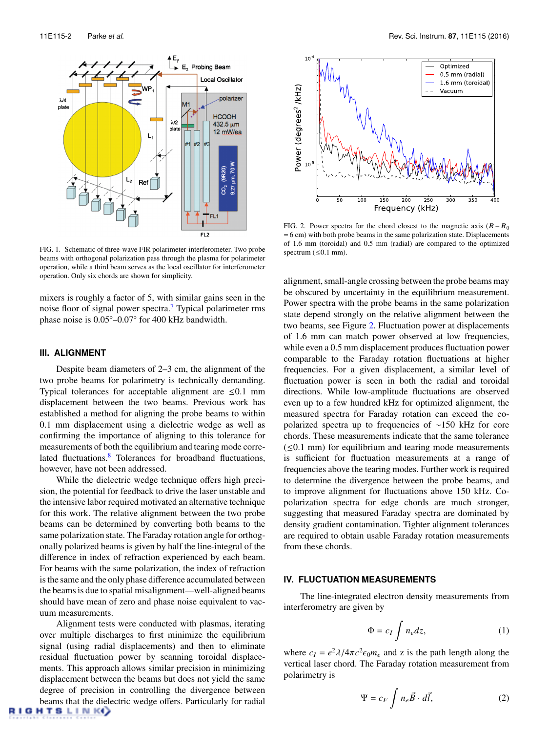FIG. 1. Schematic of three-wave FIR polarimeter-interferometer. Two probe beams with orthogonal polarization pass through the plasma for polarimeter operation, while a third beam serves as the local oscillator for interferometer operation. Only six chords are shown for simplicity.

mixers is roughly a factor of 5, with similar gains seen in the noise floor of signal power spectra.[7] Typical polarimeter rms phase noise is 0.05°–0.07° for 400 kHz bandwidth.

## III. ALIGNMENT

Despite beam diameters of 2–3 cm, the alignment of the two probe beams for polarimetry is technically demanding. Typical tolerances for acceptable alignment are ≤0.1 mm displacement between the two beams. Previous work has established a method for aligning the probe beams to within 0.1 mm displacement using a dielectric wedge as well as confirming the importance of aligning to this tolerance for measurements of both the equilibrium and tearing mode correlated fluctuations.[8] Tolerances for broadband fluctuations, however, have not been addressed.

While the dielectric wedge technique offers high precision, the potential for feedback to drive the laser unstable and the intensive labor required motivated an alternative technique for this work. The relative alignment between the two probe beams can be determined by converting both beams to the same polarization state. The Faraday rotation angle for orthogonally polarized beams is given by half the line-integral of the difference in index of refraction experienced by each beam. For beams with the same polarization, the index of refraction is the same and the only phase difference accumulated between the beams is due to spatial misalignment—well-aligned beams should have mean of zero and phase noise equivalent to vacuum measurements.

Alignment tests were conducted with plasmas, iterating over multiple discharges to first minimize the equilibrium signal (using radial displacements) and then to eliminate residual fluctuation power by scanning toroidal displacements. This approach allows similar precision in minimizing displacement between the beams but does not yield the same degree of precision in controlling the divergence between beams that the dielectric wedge offers. Particularly for radial alignment, small-angle crossing between the probe beams may be obscured by uncertainty in the equilibrium measurement. Power spectra with the probe beams in the same polarization state depend strongly on the relative alignment between the two beams, see Figure 2. Fluctuation power at displacements of 1.6 mm can match power observed at low frequencies, while even a 0.5 mm displacement produces fluctuation power comparable to the Faraday rotation fluctuations at higher frequencies. For a given displacement, a similar level of fluctuation power is seen in both the radial and toroidal directions. While low-amplitude fluctuations are observed even up to a few hundred kHz for optimized alignment, the measured spectra for Faraday rotation can exceed the co-polarized spectra up to frequencies of ~150 kHz for core chords. These measurements indicate that the same tolerance (≤0.1 mm) for equilibrium and tearing mode measurements is sufficient for fluctuation measurements at a range of frequencies above the tearing modes. Further work is required to determine the divergence between the probe beams, and to improve alignment for fluctuations above 150 kHz. Co-polarization spectra for edge chords are much stronger, suggesting that measured Faraday spectra are dominated by density gradient contamination. Tighter alignment tolerances are required to obtain usable Faraday rotation measurements from these chords.

FIG. 2. Power spectra for the chord closest to the magnetic axis ($R - R_0$ = 6 cm) with both probe beams in the same polarization state. Displacements of 1.6 mm (toroidal) and 0.5 mm (radial) are compared to the optimized spectrum (≤0.1 mm).

## IV. FLUCTUATION MEASUREMENTS

The line-integrated electron density measurements from interferometry are given by

$$\Phi = c_I \int n_e dz, \tag{1}$$

where $c_I = e^2\lambda/4\pi c^2\epsilon_0 m_e$ and z is the path length along the vertical laser chord. The Faraday rotation measurement from polarimetry is

$$\Psi = c_F \int n_e \vec{B} \cdot d\vec{l}, \tag{2}$$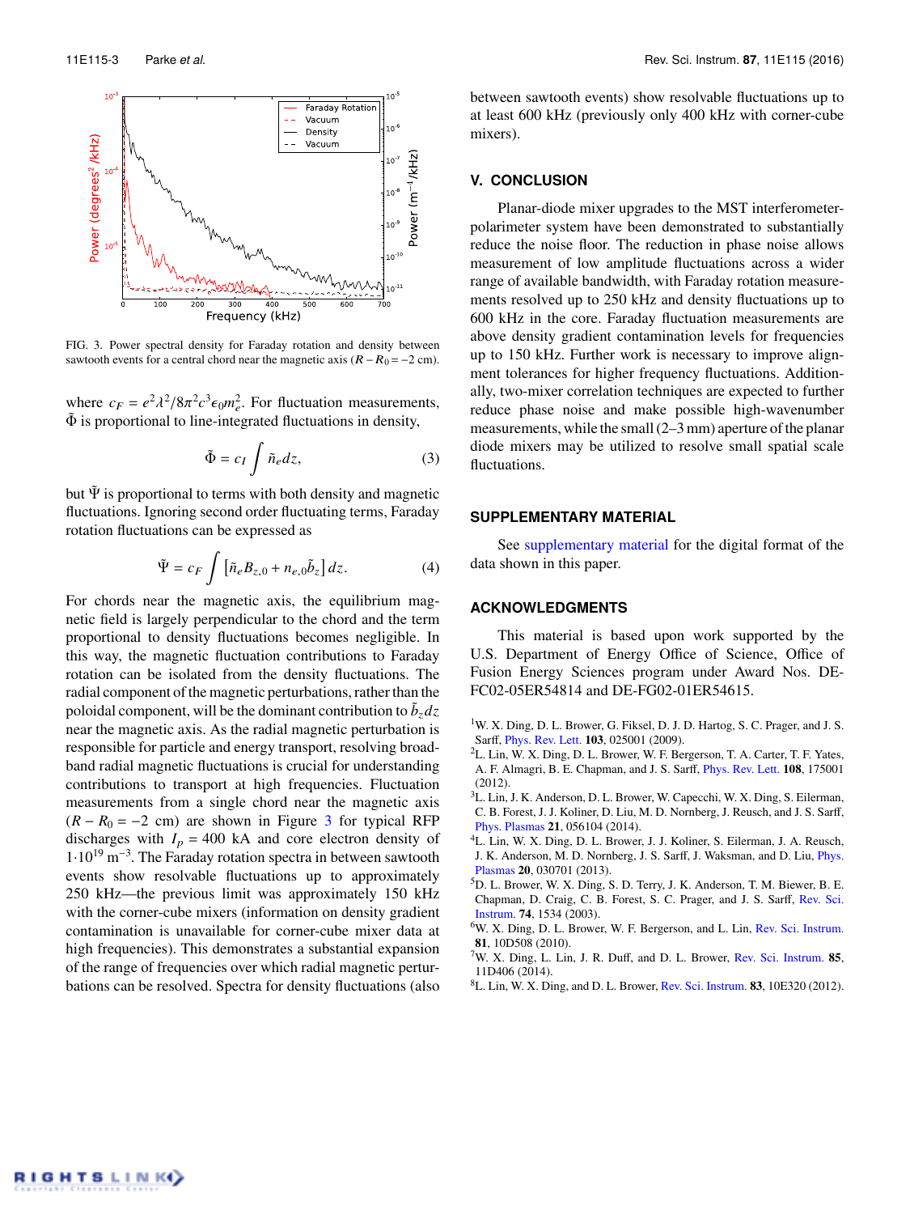10[-3]

10[-4]

10[-5]

Power (degrees$^2$ /kHz)

10[-5]

10[-6]

10[-7]

10[-8]

10[-9]

10[-10]

10[-11]

Power (m$^{-4}$/kHz)

Faraday Rotation

Vacuum

Density

Vacuum

0 100 200 300 400 500 600 700

Frequency (kHz)

FIG. 3. Power spectral density for Faraday rotation and density between sawtooth events for a central chord near the magnetic axis ($R - R_0 = -2$ cm).

where $c_F = e^2\lambda^2/8\pi^2c^3\epsilon_0 m_e^2$. For fluctuation measurements, $\tilde{\Phi}$ is proportional to line-integrated fluctuations in density,

$$\tilde{\Phi} = c_I \int \tilde{n}_e dz, \tag{3}$$

but $\tilde{\Psi}$ is proportional to terms with both density and magnetic fluctuations. Ignoring second order fluctuating terms, Faraday rotation fluctuations can be expressed as

$$\tilde{\Psi} = c_F \int \left[\tilde{n}_e B_{z,0} + n_{e,0}\tilde{b}_z\right] dz. \tag{4}$$

For chords near the magnetic axis, the equilibrium magnetic field is largely perpendicular to the chord and the term proportional to density fluctuations becomes negligible. In this way, the magnetic fluctuation contributions to Faraday rotation can be isolated from the density fluctuations. The radial component of the magnetic perturbations, rather than the poloidal component, will be the dominant contribution to $\tilde{b}_z dz$ near the magnetic axis. As the radial magnetic perturbation is responsible for particle and energy transport, resolving broadband radial magnetic fluctuations is crucial for understanding contributions to transport at high frequencies. Fluctuation measurements from a single chord near the magnetic axis ($R - R_0 = -2$ cm) are shown in Figure 3 for typical RFP discharges with $I_p = 400$ kA and core electron density of $1 \cdot 10^{19}$ m$^{-3}$. The Faraday rotation spectra in between sawtooth events show resolvable fluctuations up to approximately 250 kHz—the previous limit was approximately 150 kHz with the corner-cube mixers (information on density gradient contamination is unavailable for corner-cube mixer data at high frequencies). This demonstrates a substantial expansion of the range of frequencies over which radial magnetic perturbations can be resolved. Spectra for density fluctuations (also between sawtooth events) show resolvable fluctuations up to at least 600 kHz (previously only 400 kHz with corner-cube mixers).

## V. CONCLUSION

Planar-diode mixer upgrades to the MST interferometer-polarimeter system have been demonstrated to substantially reduce the noise floor. The reduction in phase noise allows measurement of low amplitude fluctuations across a wider range of available bandwidth, with Faraday rotation measurements resolved up to 250 kHz and density fluctuations up to 600 kHz in the core. Faraday fluctuation measurements are above density gradient contamination levels for frequencies up to 150 kHz. Further work is necessary to improve alignment tolerances for higher frequency fluctuations. Additionally, two-mixer correlation techniques are expected to further reduce phase noise and make possible high-wavenumber measurements, while the small (2–3 mm) aperture of the planar diode mixers may be utilized to resolve small spatial scale fluctuations.

## SUPPLEMENTARY MATERIAL

See supplementary material for the digital format of the data shown in this paper.

## ACKNOWLEDGMENTS

This material is based upon work supported by the U.S. Department of Energy Office of Science, Office of Fusion Energy Sciences program under Award Nos. DE-FC02-05ER54814 and DE-FG02-01ER54615.

[1] W. X. Ding, D. L. Brower, G. Fiksel, D. J. D. Hartog, S. C. Prager, and J. S. Sarff, Phys. Rev. Lett. **103**, 025001 (2009).

[2] L. Lin, W. X. Ding, D. L. Brower, W. F. Bergerson, T. A. Carter, T. F. Yates, A. F. Almagri, B. E. Chapman, and J. S. Sarff, Phys. Rev. Lett. **108**, 175001 (2012).

[3] L. Lin, J. K. Anderson, D. L. Brower, W. Capecchi, W. X. Ding, S. Eilerman, C. B. Forest, J. J. Koliner, D. Liu, M. D. Nornberg, J. Reusch, and J. S. Sarff, Phys. Plasmas **21**, 056104 (2014).

[4] L. Lin, W. X. Ding, D. L. Brower, J. J. Koliner, S. Eilerman, J. A. Reusch, J. K. Anderson, M. D. Nornberg, J. S. Sarff, J. Waksman, and D. Liu, Phys. Plasmas **20**, 030701 (2013).

[5] D. L. Brower, W. X. Ding, S. D. Terry, J. K. Anderson, T. M. Biewer, B. E. Chapman, D. Craig, C. B. Forest, S. C. Prager, and J. S. Sarff, Rev. Sci. Instrum. **74**, 1534 (2003).

[6] W. X. Ding, D. L. Brower, W. F. Bergerson, and L. Lin, Rev. Sci. Instrum. **81**, 10D508 (2010).

[7] W. X. Ding, L. Lin, J. R. Duff, and D. L. Brower, Rev. Sci. Instrum. **85**, 11D406 (2014).

[8] L. Lin, W. X. Ding, and D. L. Brower, Rev. Sci. Instrum. **83**, 10E320 (2012).